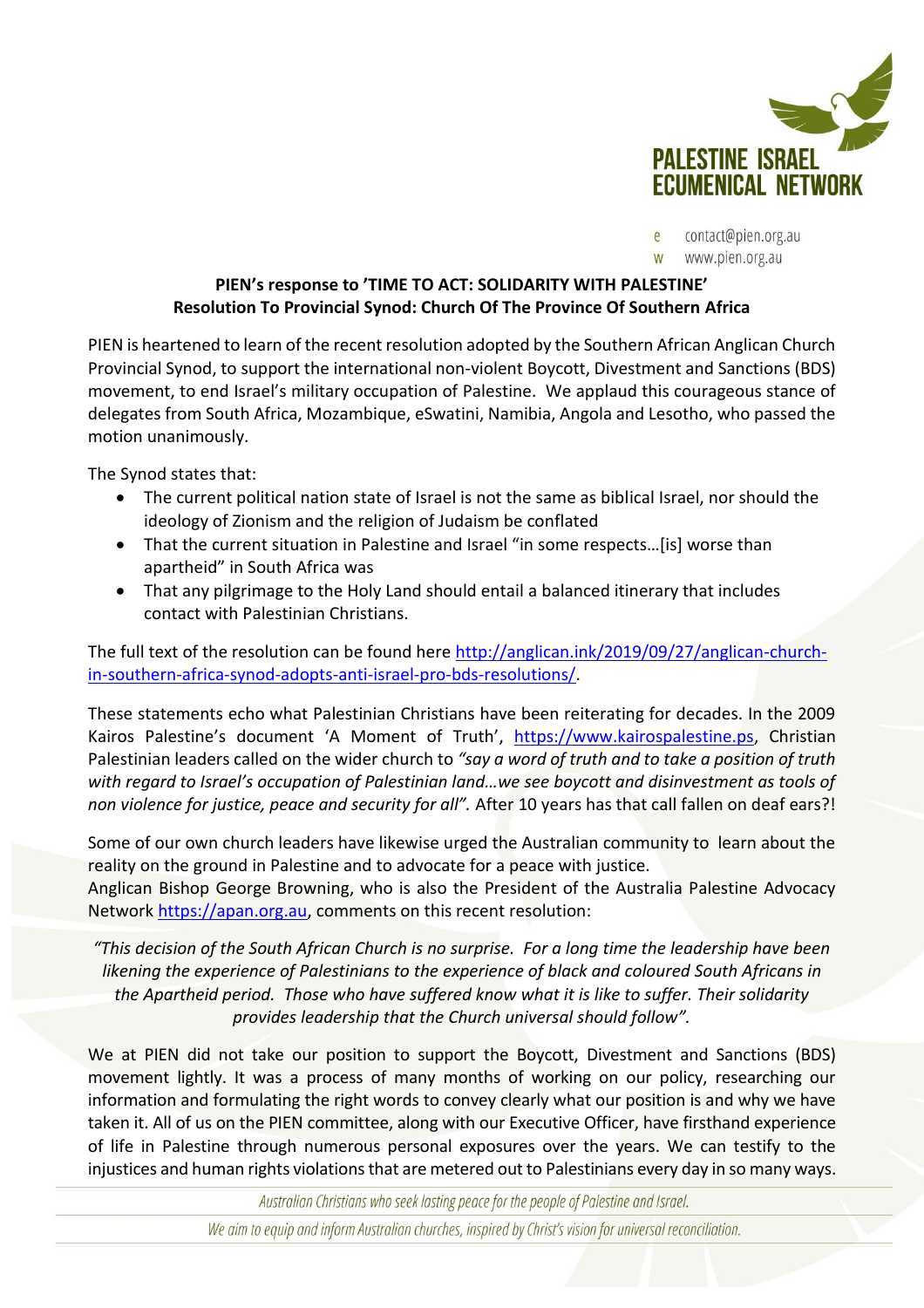PALESTINE ISRAEL ECUMENICAL NETWORK

e contact@pien.org.au
w www.pien.org.au

## PIEN's response to 'TIME TO ACT: SOLIDARITY WITH PALESTINE' Resolution To Provincial Synod: Church Of The Province Of Southern Africa

PIEN is heartened to learn of the recent resolution adopted by the Southern African Anglican Church Provincial Synod, to support the international non-violent Boycott, Divestment and Sanctions (BDS) movement, to end Israel's military occupation of Palestine. We applaud this courageous stance of delegates from South Africa, Mozambique, eSwatini, Namibia, Angola and Lesotho, who passed the motion unanimously.

The Synod states that:

- The current political nation state of Israel is not the same as biblical Israel, nor should the ideology of Zionism and the religion of Judaism be conflated
- That the current situation in Palestine and Israel "in some respects…[is] worse than apartheid" in South Africa was
- That any pilgrimage to the Holy Land should entail a balanced itinerary that includes contact with Palestinian Christians.

The full text of the resolution can be found here http://anglican.ink/2019/09/27/anglican-church-in-southern-africa-synod-adopts-anti-israel-pro-bds-resolutions/.

These statements echo what Palestinian Christians have been reiterating for decades. In the 2009 Kairos Palestine's document 'A Moment of Truth', https://www.kairospalestine.ps, Christian Palestinian leaders called on the wider church to *"say a word of truth and to take a position of truth with regard to Israel's occupation of Palestinian land…we see boycott and disinvestment as tools of non violence for justice, peace and security for all".* After 10 years has that call fallen on deaf ears?!

Some of our own church leaders have likewise urged the Australian community to learn about the reality on the ground in Palestine and to advocate for a peace with justice.
Anglican Bishop George Browning, who is also the President of the Australia Palestine Advocacy Network https://apan.org.au, comments on this recent resolution:

> *"This decision of the South African Church is no surprise. For a long time the leadership have been likening the experience of Palestinians to the experience of black and coloured South Africans in the Apartheid period. Those who have suffered know what it is like to suffer. Their solidarity provides leadership that the Church universal should follow".*

We at PIEN did not take our position to support the Boycott, Divestment and Sanctions (BDS) movement lightly. It was a process of many months of working on our policy, researching our information and formulating the right words to convey clearly what our position is and why we have taken it. All of us on the PIEN committee, along with our Executive Officer, have firsthand experience of life in Palestine through numerous personal exposures over the years. We can testify to the injustices and human rights violations that are metered out to Palestinians every day in so many ways.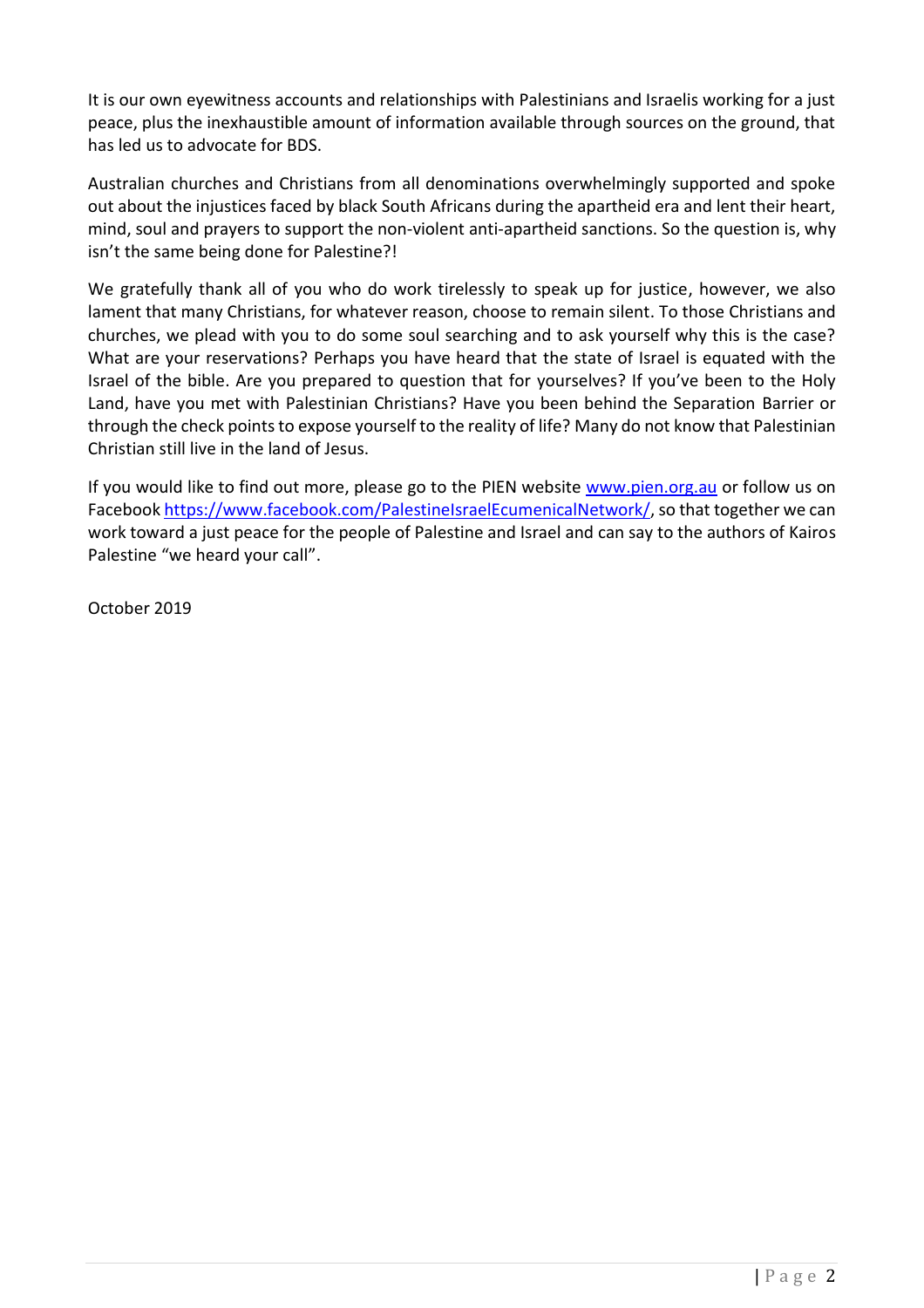It is our own eyewitness accounts and relationships with Palestinians and Israelis working for a just peace, plus the inexhaustible amount of information available through sources on the ground, that has led us to advocate for BDS.

Australian churches and Christians from all denominations overwhelmingly supported and spoke out about the injustices faced by black South Africans during the apartheid era and lent their heart, mind, soul and prayers to support the non-violent anti-apartheid sanctions. So the question is, why isn't the same being done for Palestine?!

We gratefully thank all of you who do work tirelessly to speak up for justice, however, we also lament that many Christians, for whatever reason, choose to remain silent. To those Christians and churches, we plead with you to do some soul searching and to ask yourself why this is the case? What are your reservations? Perhaps you have heard that the state of Israel is equated with the Israel of the bible. Are you prepared to question that for yourselves? If you've been to the Holy Land, have you met with Palestinian Christians? Have you been behind the Separation Barrier or through the check points to expose yourself to the reality of life? Many do not know that Palestinian Christian still live in the land of Jesus.

If you would like to find out more, please go to the PIEN website [www.pien.org.au](http://www.pien.org.au) or follow us on Facebook [https://www.facebook.com/PalestineIsraelEcumenicalNetwork/](https://www.facebook.com/PalestineIsraelEcumenicalNetwork/), so that together we can work toward a just peace for the people of Palestine and Israel and can say to the authors of Kairos Palestine "we heard your call".

October 2019